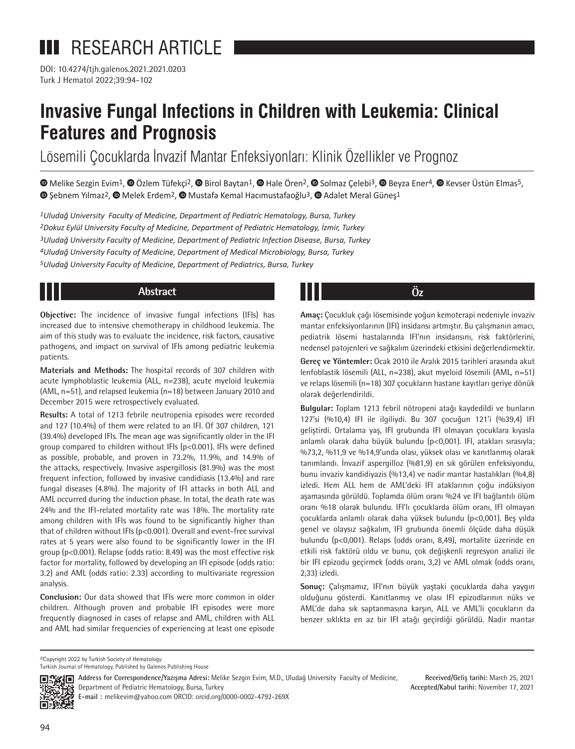RESEARCH ARTICLE

DOI: 10.4274/tjh.galenos.2021.2021.0203

# Invasive Fungal Infections in Children with Leukemia: Clinical Features and Prognosis

## Lösemili Çocuklarda İnvazif Mantar Enfeksiyonları: Klinik Özellikler ve Prognoz

Melike Sezgin Evim[1], Özlem Tüfekçi[2], Birol Baytan[1], Hale Ören[2], Solmaz Çelebi[3], Beyza Ener[4], Kevser Üstün Elmas[5], Şebnem Yılmaz[2], Melek Erdem[2], Mustafa Kemal Hacımustafaoğlu[3], Adalet Meral Güneş[1]

*[1]Uludağ University Faculty of Medicine, Department of Pediatric Hematology, Bursa, Turkey*
*[2]Dokuz Eylül University Faculty of Medicine, Department of Pediatric Hematology, İzmir, Turkey*
*[3]Uludağ University Faculty of Medicine, Department of Pediatric Infection Disease, Bursa, Turkey*
*[4]Uludağ University Faculty of Medicine, Department of Medical Microbiology, Bursa, Turkey*
*[5]Uludağ University Faculty of Medicine, Department of Pediatrics, Bursa, Turkey*

## Abstract

**Objective:** The incidence of invasive fungal infections (IFIs) has increased due to intensive chemotherapy in childhood leukemia. The aim of this study was to evaluate the incidence, risk factors, causative pathogens, and impact on survival of IFIs among pediatric leukemia patients.

**Materials and Methods:** The hospital records of 307 children with acute lymphoblastic leukemia (ALL, n=238), acute myeloid leukemia (AML, n=51), and relapsed leukemia (n=18) between January 2010 and December 2015 were retrospectively evaluated.

**Results:** A total of 1213 febrile neutropenia episodes were recorded and 127 (10.4%) of them were related to an IFI. Of 307 children, 121 (39.4%) developed IFIs. The mean age was significantly older in the IFI group compared to children without IFIs ($p<0.001$). IFIs were defined as possible, probable, and proven in 73.2%, 11.9%, and 14.9% of the attacks, respectively. Invasive aspergillosis (81.9%) was the most frequent infection, followed by invasive candidiasis (13.4%) and rare fungal diseases (4.8%). The majority of IFI attacks in both ALL and AML occurred during the induction phase. In total, the death rate was 24% and the IFI-related mortality rate was 18%. The mortality rate among children with IFIs was found to be significantly higher than that of children without IFIs ($p<0.001$). Overall and event-free survival rates at 5 years were also found to be significantly lower in the IFI group ($p<0.001$). Relapse (odds ratio: 8.49) was the most effective risk factor for mortality, followed by developing an IFI episode (odds ratio: 3.2) and AML (odds ratio: 2.33) according to multivariate regression analysis.

**Conclusion:** Our data showed that IFIs were more common in older children. Although proven and probable IFI episodes were more frequently diagnosed in cases of relapse and AML, children with ALL and AML had similar frequencies of experiencing at least one episode

## Öz

**Amaç:** Çocukluk çağı lösemisinde yoğun kemoterapi nedeniyle invaziv mantar enfeksiyonlarının (IFI) insidansı artmıştır. Bu çalışmanın amacı, pediatrik lösemi hastalarında IFI'nın insidansını, risk faktörlerini, nedensel patojenleri ve sağkalım üzerindeki etkisini değerlendirmektir.

**Gereç ve Yöntemler:** Ocak 2010 ile Aralık 2015 tarihleri arasında akut lenfoblastik lösemili (ALL, n=238), akut myeloid lösemili (AML, n=51) ve relaps lösemili (n=18) 307 çocukların hastane kayıtları geriye dönük olarak değerlendirildi.

**Bulgular:** Toplam 1213 febril nötropeni atağı kaydedildi ve bunların 127'si (%10,4) IFI ile ilgiliydi. Bu 307 çocuğun 121'i (%39,4) IFI geliştirdi. Ortalama yaş, IFI grubunda IFI olmayan çocuklara kıyasla anlamlı olarak daha büyük bulundu ($p<0,001$). IFI, atakları sırasıyla; %73,2, %11,9 ve %14,9'unda olası, yüksek olası ve kanıtlanmış olarak tanımlandı. İnvazif aspergilloz (%81,9) en sık görülen enfeksiyondu, bunu invaziv kandidiyazis (%13,4) ve nadir mantar hastalıkları (%4,8) izledi. Hem ALL hem de AML'deki IFI ataklarının çoğu indüksiyon aşamasında görüldü. Toplamda ölüm oranı %24 ve IFI bağlantılı ölüm oranı %18 olarak bulundu. IFI'lı çocuklarda ölüm oranı, IFI olmayan çocuklarda anlamlı olarak daha yüksek bulundu ($p<0,001$). Beş yılda genel ve olaysız sağkalım, IFI grubunda önemli ölçüde daha düşük bulundu ($p<0,001$). Relaps (odds oranı, 8,49), mortalite üzerinde en etkili risk faktörü oldu ve bunu, çok değişkenli regresyon analizi ile bir IFI epizodu geçirmek (odds oranı, 3,2) ve AML olmak (odds oranı, 2,33) izledi.

**Sonuç:** Çalışmamız, IFI'nın büyük yaştaki çocuklarda daha yaygın olduğunu gösterdi. Kanıtlanmış ve olası IFI epizodlarının nüks ve AML'de daha sık saptanmasına karşın, ALL ve AML'li çocukların da benzer sıklıkta en az bir IFI atağı geçirdiği görüldü. Nadir mantar

©Copyright 2022 by Turkish Society of Hematology
Turkish Journal of Hematology, Published by Galenos Publishing House

**Address for Correspondence/Yazışma Adresi:** Melike Sezgin Evim, M.D., Uludağ University Faculty of Medicine, Department of Pediatric Hematology, Bursa, Turkey
**E-mail :** melikevim@yahoo.com ORCID: orcid.org/0000-0002-4792-269X

**Received/Geliş tarihi:** March 25, 2021
**Accepted/Kabul tarihi:** November 17, 2021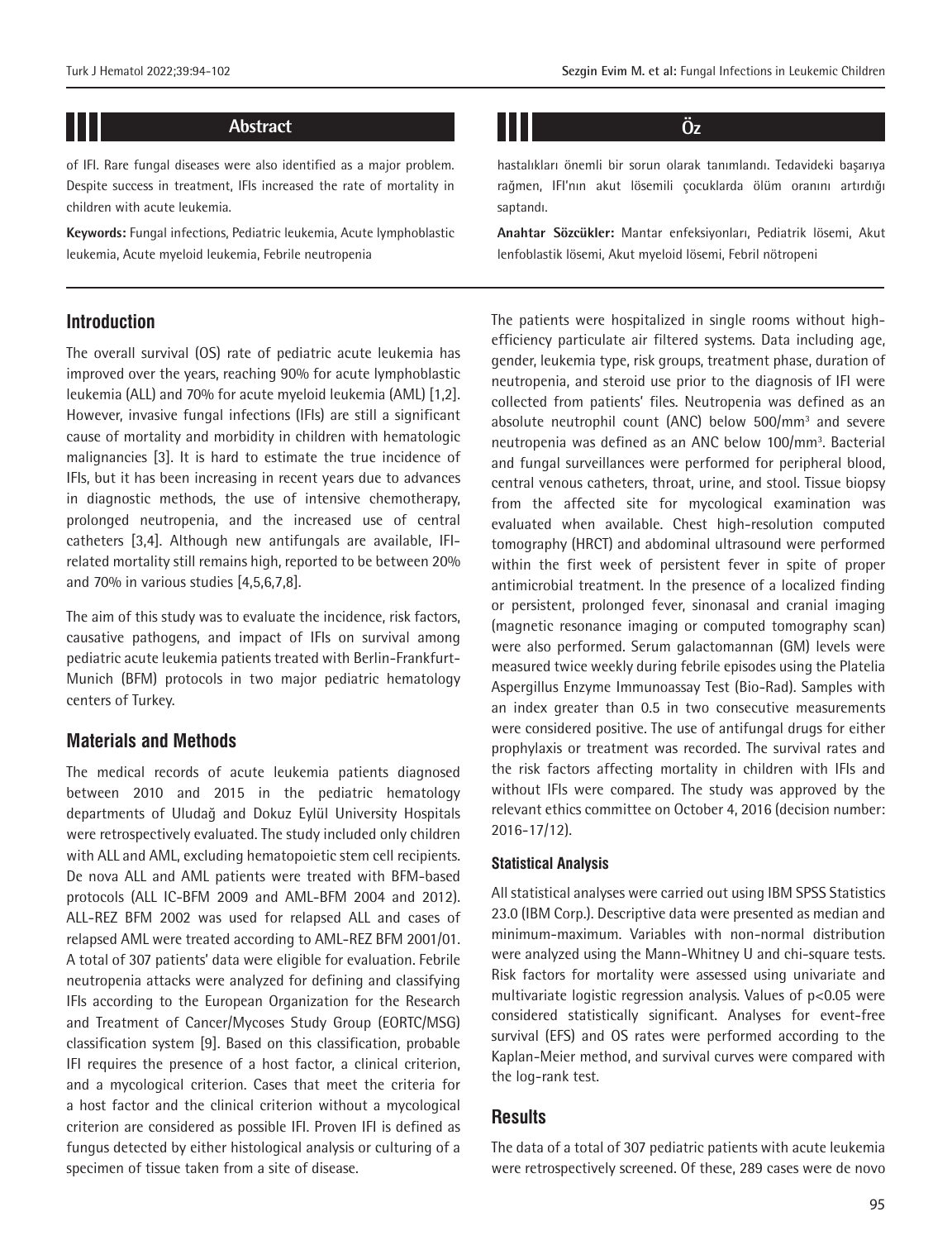## Abstract

of IFI. Rare fungal diseases were also identified as a major problem. Despite success in treatment, IFIs increased the rate of mortality in children with acute leukemia.

**Keywords:** Fungal infections, Pediatric leukemia, Acute lymphoblastic leukemia, Acute myeloid leukemia, Febrile neutropenia

## Öz

hastalıkları önemli bir sorun olarak tanımlandı. Tedavideki başarıya rağmen, IFI'nın akut lösemili çocuklarda ölüm oranını artırdığı saptandı.

**Anahtar Sözcükler:** Mantar enfeksiyonları, Pediatrik lösemi, Akut lenfoblastik lösemi, Akut myeloid lösemi, Febril nötropeni

## Introduction

The overall survival (OS) rate of pediatric acute leukemia has improved over the years, reaching 90% for acute lymphoblastic leukemia (ALL) and 70% for acute myeloid leukemia (AML) [1,2]. However, invasive fungal infections (IFIs) are still a significant cause of mortality and morbidity in children with hematologic malignancies [3]. It is hard to estimate the true incidence of IFIs, but it has been increasing in recent years due to advances in diagnostic methods, the use of intensive chemotherapy, prolonged neutropenia, and the increased use of central catheters [3,4]. Although new antifungals are available, IFI-related mortality still remains high, reported to be between 20% and 70% in various studies [4,5,6,7,8].

The aim of this study was to evaluate the incidence, risk factors, causative pathogens, and impact of IFIs on survival among pediatric acute leukemia patients treated with Berlin-Frankfurt-Munich (BFM) protocols in two major pediatric hematology centers of Turkey.

## Materials and Methods

The medical records of acute leukemia patients diagnosed between 2010 and 2015 in the pediatric hematology departments of Uludağ and Dokuz Eylül University Hospitals were retrospectively evaluated. The study included only children with ALL and AML, excluding hematopoietic stem cell recipients. De nova ALL and AML patients were treated with BFM-based protocols (ALL IC-BFM 2009 and AML-BFM 2004 and 2012). ALL-REZ BFM 2002 was used for relapsed ALL and cases of relapsed AML were treated according to AML-REZ BFM 2001/01. A total of 307 patients' data were eligible for evaluation. Febrile neutropenia attacks were analyzed for defining and classifying IFIs according to the European Organization for the Research and Treatment of Cancer/Mycoses Study Group (EORTC/MSG) classification system [9]. Based on this classification, probable IFI requires the presence of a host factor, a clinical criterion, and a mycological criterion. Cases that meet the criteria for a host factor and the clinical criterion without a mycological criterion are considered as possible IFI. Proven IFI is defined as fungus detected by either histological analysis or culturing of a specimen of tissue taken from a site of disease.

The patients were hospitalized in single rooms without high-efficiency particulate air filtered systems. Data including age, gender, leukemia type, risk groups, treatment phase, duration of neutropenia, and steroid use prior to the diagnosis of IFI were collected from patients' files. Neutropenia was defined as an absolute neutrophil count (ANC) below 500/$mm^3$ and severe neutropenia was defined as an ANC below 100/$mm^3$. Bacterial and fungal surveillances were performed for peripheral blood, central venous catheters, throat, urine, and stool. Tissue biopsy from the affected site for mycological examination was evaluated when available. Chest high-resolution computed tomography (HRCT) and abdominal ultrasound were performed within the first week of persistent fever in spite of proper antimicrobial treatment. In the presence of a localized finding or persistent, prolonged fever, sinonasal and cranial imaging (magnetic resonance imaging or computed tomography scan) were also performed. Serum galactomannan (GM) levels were measured twice weekly during febrile episodes using the Platelia Aspergillus Enzyme Immunoassay Test (Bio-Rad). Samples with an index greater than 0.5 in two consecutive measurements were considered positive. The use of antifungal drugs for either prophylaxis or treatment was recorded. The survival rates and the risk factors affecting mortality in children with IFIs and without IFIs were compared. The study was approved by the relevant ethics committee on October 4, 2016 (decision number: 2016-17/12).

### Statistical Analysis

All statistical analyses were carried out using IBM SPSS Statistics 23.0 (IBM Corp.). Descriptive data were presented as median and minimum-maximum. Variables with non-normal distribution were analyzed using the Mann-Whitney U and chi-square tests. Risk factors for mortality were assessed using univariate and multivariate logistic regression analysis. Values of $p<0.05$ were considered statistically significant. Analyses for event-free survival (EFS) and OS rates were performed according to the Kaplan-Meier method, and survival curves were compared with the log-rank test.

## Results

The data of a total of 307 pediatric patients with acute leukemia were retrospectively screened. Of these, 289 cases were de novo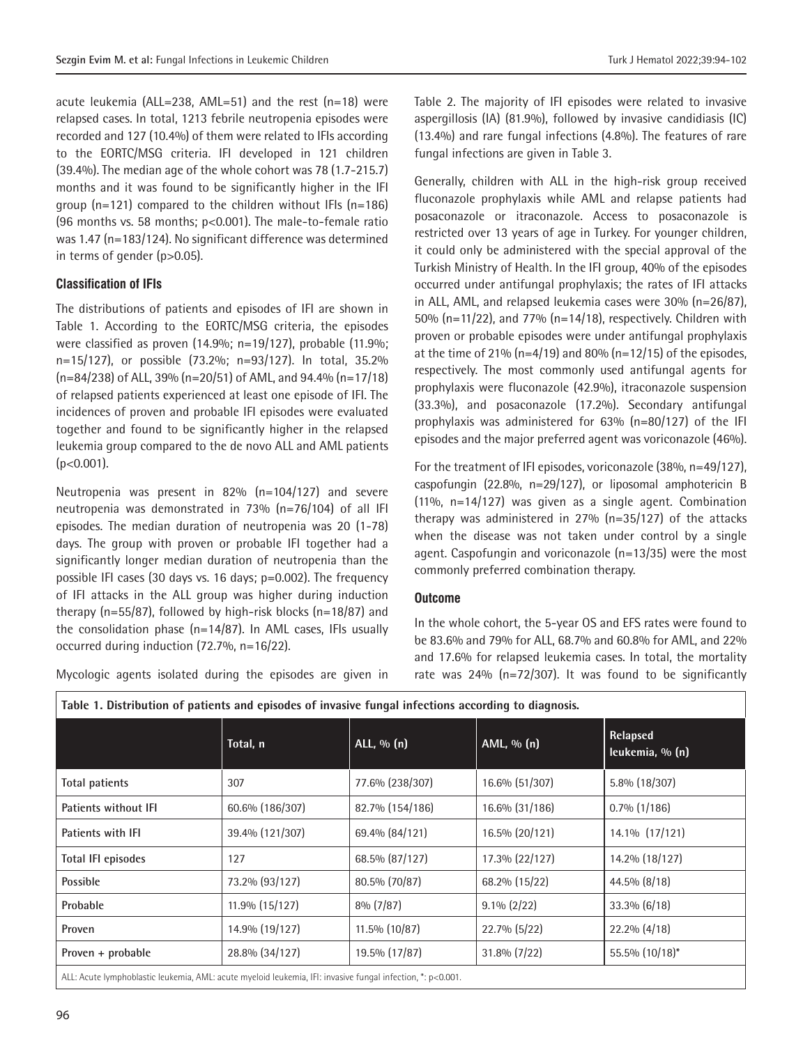acute leukemia (ALL=238, AML=51) and the rest (n=18) were relapsed cases. In total, 1213 febrile neutropenia episodes were recorded and 127 (10.4%) of them were related to IFIs according to the EORTC/MSG criteria. IFI developed in 121 children (39.4%). The median age of the whole cohort was 78 (1.7-215.7) months and it was found to be significantly higher in the IFI group (n=121) compared to the children without IFIs (n=186) (96 months vs. 58 months; p<0.001). The male-to-female ratio was 1.47 (n=183/124). No significant difference was determined in terms of gender (p>0.05).

### Classification of IFIs

The distributions of patients and episodes of IFI are shown in Table 1. According to the EORTC/MSG criteria, the episodes were classified as proven (14.9%; n=19/127), probable (11.9%; n=15/127), or possible (73.2%; n=93/127). In total, 35.2% (n=84/238) of ALL, 39% (n=20/51) of AML, and 94.4% (n=17/18) of relapsed patients experienced at least one episode of IFI. The incidences of proven and probable IFI episodes were evaluated together and found to be significantly higher in the relapsed leukemia group compared to the de novo ALL and AML patients (p<0.001).

Neutropenia was present in 82% (n=104/127) and severe neutropenia was demonstrated in 73% (n=76/104) of all IFI episodes. The median duration of neutropenia was 20 (1-78) days. The group with proven or probable IFI together had a significantly longer median duration of neutropenia than the possible IFI cases (30 days vs. 16 days; p=0.002). The frequency of IFI attacks in the ALL group was higher during induction therapy (n=55/87), followed by high-risk blocks (n=18/87) and the consolidation phase (n=14/87). In AML cases, IFIs usually occurred during induction (72.7%, n=16/22).

Mycologic agents isolated during the episodes are given in Table 2. The majority of IFI episodes were related to invasive aspergillosis (IA) (81.9%), followed by invasive candidiasis (IC) (13.4%) and rare fungal infections (4.8%). The features of rare fungal infections are given in Table 3.

Generally, children with ALL in the high-risk group received fluconazole prophylaxis while AML and relapse patients had posaconazole or itraconazole. Access to posaconazole is restricted over 13 years of age in Turkey. For younger children, it could only be administered with the special approval of the Turkish Ministry of Health. In the IFI group, 40% of the episodes occurred under antifungal prophylaxis; the rates of IFI attacks in ALL, AML, and relapsed leukemia cases were 30% (n=26/87), 50% (n=11/22), and 77% (n=14/18), respectively. Children with proven or probable episodes were under antifungal prophylaxis at the time of 21% (n=4/19) and 80% (n=12/15) of the episodes, respectively. The most commonly used antifungal agents for prophylaxis were fluconazole (42.9%), itraconazole suspension (33.3%), and posaconazole (17.2%). Secondary antifungal prophylaxis was administered for 63% (n=80/127) of the IFI episodes and the major preferred agent was voriconazole (46%).

For the treatment of IFI episodes, voriconazole (38%, n=49/127), caspofungin (22.8%, n=29/127), or liposomal amphotericin B (11%, n=14/127) was given as a single agent. Combination therapy was administered in 27% (n=35/127) of the attacks when the disease was not taken under control by a single agent. Caspofungin and voriconazole (n=13/35) were the most commonly preferred combination therapy.

### Outcome

In the whole cohort, the 5-year OS and EFS rates were found to be 83.6% and 79% for ALL, 68.7% and 60.8% for AML, and 22% and 17.6% for relapsed leukemia cases. In total, the mortality rate was 24% (n=72/307). It was found to be significantly

**Table 1. Distribution of patients and episodes of invasive fungal infections according to diagnosis.**

| | Total, n | ALL, % (n) | AML, % (n) | Relapsed leukemia, % (n) |
|---|---|---|---|---|
| Total patients | 307 | 77.6% (238/307) | 16.6% (51/307) | 5.8% (18/307) |
| Patients without IFI | 60.6% (186/307) | 82.7% (154/186) | 16.6% (31/186) | 0.7% (1/186) |
| Patients with IFI | 39.4% (121/307) | 69.4% (84/121) | 16.5% (20/121) | 14.1% (17/121) |
| Total IFI episodes | 127 | 68.5% (87/127) | 17.3% (22/127) | 14.2% (18/127) |
| Possible | 73.2% (93/127) | 80.5% (70/87) | 68.2% (15/22) | 44.5% (8/18) |
| Probable | 11.9% (15/127) | 8% (7/87) | 9.1% (2/22) | 33.3% (6/18) |
| Proven | 14.9% (19/127) | 11.5% (10/87) | 22.7% (5/22) | 22.2% (4/18) |
| Proven + probable | 28.8% (34/127) | 19.5% (17/87) | 31.8% (7/22) | 55.5% (10/18)* |

ALL: Acute lymphoblastic leukemia, AML: acute myeloid leukemia, IFI: invasive fungal infection, *: p<0.001.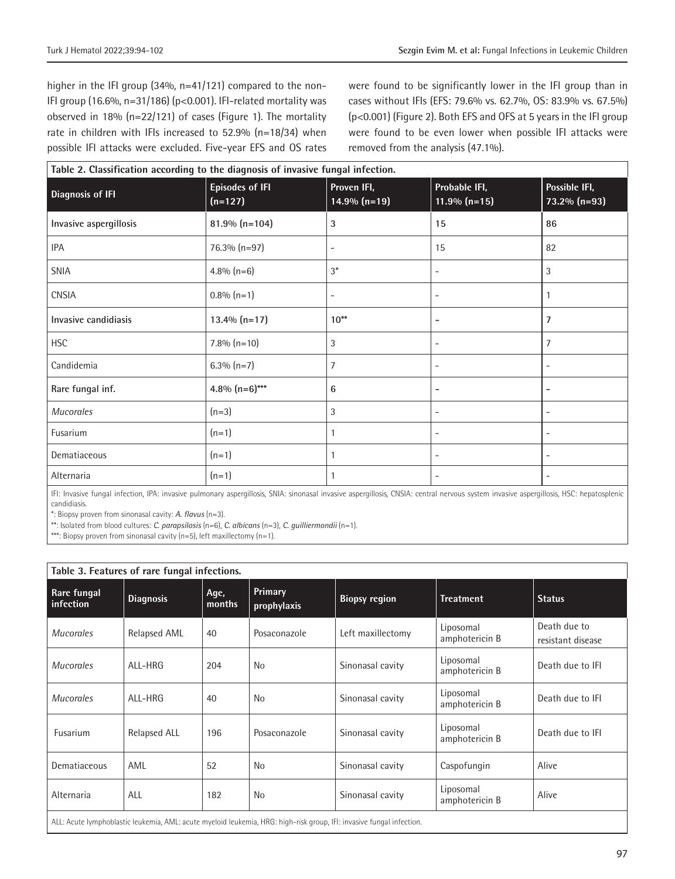higher in the IFI group (34%, n=41/121) compared to the non-IFI group (16.6%, n=31/186) (p<0.001). IFI-related mortality was observed in 18% (n=22/121) of cases (Figure 1). The mortality rate in children with IFIs increased to 52.9% (n=18/34) when possible IFI attacks were excluded. Five-year EFS and OS rates were found to be significantly lower in the IFI group than in cases without IFIs (EFS: 79.6% vs. 62.7%, OS: 83.9% vs. 67.5%) (p<0.001) (Figure 2). Both EFS and OFS at 5 years in the IFI group were found to be even lower when possible IFI attacks were removed from the analysis (47.1%).

**Table 2. Classification according to the diagnosis of invasive fungal infection.**

| Diagnosis of IFI | Episodes of IFI (n=127) | Proven IFI, 14.9% (n=19) | Probable IFI, 11.9% (n=15) | Possible IFI, 73.2% (n=93) |
|---|---|---|---|---|
| **Invasive aspergillosis** | **81.9% (n=104)** | **3** | **15** | **86** |
| IPA | 76.3% (n=97) | - | 15 | 82 |
| SNIA | 4.8% (n=6) | 3* | - | 3 |
| CNSIA | 0.8% (n=1) | - | - | 1 |
| **Invasive candidiasis** | **13.4% (n=17)** | **10**** | **-** | **7** |
| HSC | 7.8% (n=10) | 3 | - | 7 |
| Candidemia | 6.3% (n=7) | 7 | - | - |
| **Rare fungal inf.** | **4.8% (n=6)*** ** | **6** | **-** | **-** |
| *Mucorales* | (n=3) | 3 | - | - |
| Fusarium | (n=1) | 1 | - | - |
| Dematiaceous | (n=1) | 1 | - | - |
| Alternaria | (n=1) | 1 | - | - |

IFI: Invasive fungal infection, IPA: invasive pulmonary aspergillosis, SNIA: sinonasal invasive aspergillosis, CNSIA: central nervous system invasive aspergillosis, HSC: hepatosplenic candidiasis.
*: Biopsy proven from sinonasal cavity: *A. flavus* (n=3).
**: Isolated from blood cultures: *C. parapsilosis* (n=6), *C. albicans* (n=3), *C. guilliermondii* (n=1).
***: Biopsy proven from sinonasal cavity (n=5), left maxillectomy (n=1).

**Table 3. Features of rare fungal infections.**

| Rare fungal infection | Diagnosis | Age, months | Primary prophylaxis | Biopsy region | Treatment | Status |
|---|---|---|---|---|---|---|
| *Mucorales* | Relapsed AML | 40 | Posaconazole | Left maxillectomy | Liposomal amphotericin B | Death due to resistant disease |
| *Mucorales* | ALL-HRG | 204 | No | Sinonasal cavity | Liposomal amphotericin B | Death due to IFI |
| *Mucorales* | ALL-HRG | 40 | No | Sinonasal cavity | Liposomal amphotericin B | Death due to IFI |
| Fusarium | Relapsed ALL | 196 | Posaconazole | Sinonasal cavity | Liposomal amphotericin B | Death due to IFI |
| Dematiaceous | AML | 52 | No | Sinonasal cavity | Caspofungin | Alive |
| Alternaria | ALL | 182 | No | Sinonasal cavity | Liposomal amphotericin B | Alive |

ALL: Acute lymphoblastic leukemia, AML: acute myeloid leukemia, HRG: high-risk group, IFI: invasive fungal infection.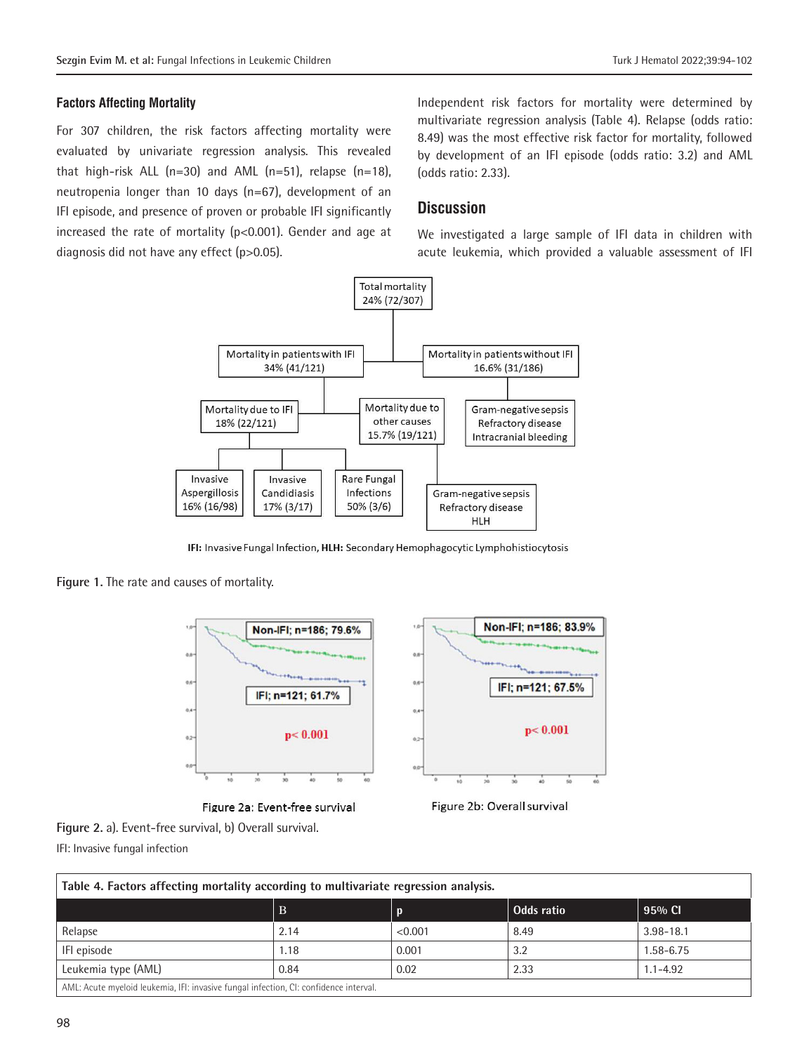### Factors Affecting Mortality

For 307 children, the risk factors affecting mortality were evaluated by univariate regression analysis. This revealed that high-risk ALL (n=30) and AML (n=51), relapse (n=18), neutropenia longer than 10 days (n=67), development of an IFI episode, and presence of proven or probable IFI significantly increased the rate of mortality ($p<0.001$). Gender and age at diagnosis did not have any effect ($p>0.05$).

Independent risk factors for mortality were determined by multivariate regression analysis (Table 4). Relapse (odds ratio: 8.49) was the most effective risk factor for mortality, followed by development of an IFI episode (odds ratio: 3.2) and AML (odds ratio: 2.33).

## Discussion

We investigated a large sample of IFI data in children with acute leukemia, which provided a valuable assessment of IFI

Total mortality 24% (72/307)

Mortality in patients with IFI 34% (41/121)

Mortality in patients without IFI 16.6% (31/186)

Mortality due to IFI 18% (22/121)

Mortality due to other causes 15.7% (19/121)

Gram-negative sepsis, Refractory disease, Intracranial bleeding

Invasive Aspergillosis 16% (16/98)

Invasive Candidiasis 17% (3/17)

Rare Fungal Infections 50% (3/6)

Gram-negative sepsis, Refractory disease, HLH

**IFI:** Invasive Fungal Infection, **HLH:** Secondary Hemophagocytic Lymphohistiocytosis

Figure 1. The rate and causes of mortality.

Non-IFI; n=186; 79.6%

IFI; n=121; 61.7%

p< 0.001

Figure 2a: Event-free survival

Non-IFI; n=186; 83.9%

IFI; n=121; 67.5%

p< 0.001

Figure 2b: Overall survival

Figure 2. a). Event-free survival, b) Overall survival.

IFI: Invasive fungal infection

**Table 4. Factors affecting mortality according to multivariate regression analysis.**

| | B | p | Odds ratio | 95% CI |
|---|---|---|---|---|
| Relapse | 2.14 | <0.001 | 8.49 | 3.98-18.1 |
| IFI episode | 1.18 | 0.001 | 3.2 | 1.58-6.75 |
| Leukemia type (AML) | 0.84 | 0.02 | 2.33 | 1.1-4.92 |

AML: Acute myeloid leukemia, IFI: invasive fungal infection, CI: confidence interval.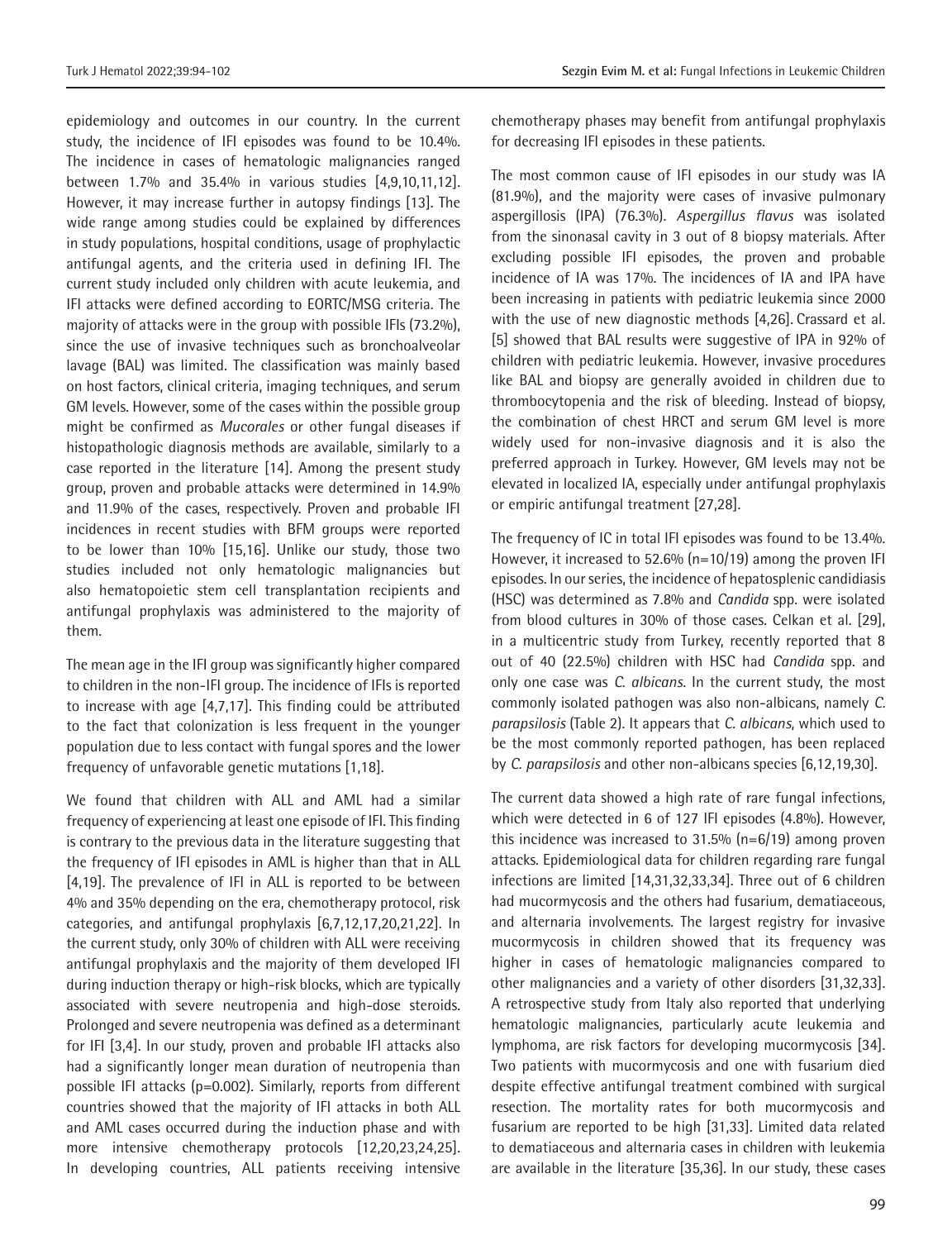epidemiology and outcomes in our country. In the current study, the incidence of IFI episodes was found to be 10.4%. The incidence in cases of hematologic malignancies ranged between 1.7% and 35.4% in various studies [4,9,10,11,12]. However, it may increase further in autopsy findings [13]. The wide range among studies could be explained by differences in study populations, hospital conditions, usage of prophylactic antifungal agents, and the criteria used in defining IFI. The current study included only children with acute leukemia, and IFI attacks were defined according to EORTC/MSG criteria. The majority of attacks were in the group with possible IFIs (73.2%), since the use of invasive techniques such as bronchoalveolar lavage (BAL) was limited. The classification was mainly based on host factors, clinical criteria, imaging techniques, and serum GM levels. However, some of the cases within the possible group might be confirmed as *Mucorales* or other fungal diseases if histopathologic diagnosis methods are available, similarly to a case reported in the literature [14]. Among the present study group, proven and probable attacks were determined in 14.9% and 11.9% of the cases, respectively. Proven and probable IFI incidences in recent studies with BFM groups were reported to be lower than 10% [15,16]. Unlike our study, those two studies included not only hematologic malignancies but also hematopoietic stem cell transplantation recipients and antifungal prophylaxis was administered to the majority of them.

The mean age in the IFI group was significantly higher compared to children in the non-IFI group. The incidence of IFIs is reported to increase with age [4,7,17]. This finding could be attributed to the fact that colonization is less frequent in the younger population due to less contact with fungal spores and the lower frequency of unfavorable genetic mutations [1,18].

We found that children with ALL and AML had a similar frequency of experiencing at least one episode of IFI. This finding is contrary to the previous data in the literature suggesting that the frequency of IFI episodes in AML is higher than that in ALL [4,19]. The prevalence of IFI in ALL is reported to be between 4% and 35% depending on the era, chemotherapy protocol, risk categories, and antifungal prophylaxis [6,7,12,17,20,21,22]. In the current study, only 30% of children with ALL were receiving antifungal prophylaxis and the majority of them developed IFI during induction therapy or high-risk blocks, which are typically associated with severe neutropenia and high-dose steroids. Prolonged and severe neutropenia was defined as a determinant for IFI [3,4]. In our study, proven and probable IFI attacks also had a significantly longer mean duration of neutropenia than possible IFI attacks (p=0.002). Similarly, reports from different countries showed that the majority of IFI attacks in both ALL and AML cases occurred during the induction phase and with more intensive chemotherapy protocols [12,20,23,24,25]. In developing countries, ALL patients receiving intensive chemotherapy phases may benefit from antifungal prophylaxis for decreasing IFI episodes in these patients.

The most common cause of IFI episodes in our study was IA (81.9%), and the majority were cases of invasive pulmonary aspergillosis (IPA) (76.3%). *Aspergillus flavus* was isolated from the sinonasal cavity in 3 out of 8 biopsy materials. After excluding possible IFI episodes, the proven and probable incidence of IA was 17%. The incidences of IA and IPA have been increasing in patients with pediatric leukemia since 2000 with the use of new diagnostic methods [4,26]. Crassard et al. [5] showed that BAL results were suggestive of IPA in 92% of children with pediatric leukemia. However, invasive procedures like BAL and biopsy are generally avoided in children due to thrombocytopenia and the risk of bleeding. Instead of biopsy, the combination of chest HRCT and serum GM level is more widely used for non-invasive diagnosis and it is also the preferred approach in Turkey. However, GM levels may not be elevated in localized IA, especially under antifungal prophylaxis or empiric antifungal treatment [27,28].

The frequency of IC in total IFI episodes was found to be 13.4%. However, it increased to 52.6% (n=10/19) among the proven IFI episodes. In our series, the incidence of hepatosplenic candidiasis (HSC) was determined as 7.8% and *Candida* spp. were isolated from blood cultures in 30% of those cases. Celkan et al. [29], in a multicentric study from Turkey, recently reported that 8 out of 40 (22.5%) children with HSC had *Candida* spp. and only one case was *C. albicans.* In the current study, the most commonly isolated pathogen was also non-albicans, namely *C. parapsilosis* (Table 2). It appears that *C. albicans*, which used to be the most commonly reported pathogen, has been replaced by *C. parapsilosis* and other non-albicans species [6,12,19,30].

The current data showed a high rate of rare fungal infections, which were detected in 6 of 127 IFI episodes (4.8%). However, this incidence was increased to 31.5% (n=6/19) among proven attacks. Epidemiological data for children regarding rare fungal infections are limited [14,31,32,33,34]. Three out of 6 children had mucormycosis and the others had fusarium, dematiaceous, and alternaria involvements. The largest registry for invasive mucormycosis in children showed that its frequency was higher in cases of hematologic malignancies compared to other malignancies and a variety of other disorders [31,32,33]. A retrospective study from Italy also reported that underlying hematologic malignancies, particularly acute leukemia and lymphoma, are risk factors for developing mucormycosis [34]. Two patients with mucormycosis and one with fusarium died despite effective antifungal treatment combined with surgical resection. The mortality rates for both mucormycosis and fusarium are reported to be high [31,33]. Limited data related to dematiaceous and alternaria cases in children with leukemia are available in the literature [35,36]. In our study, these cases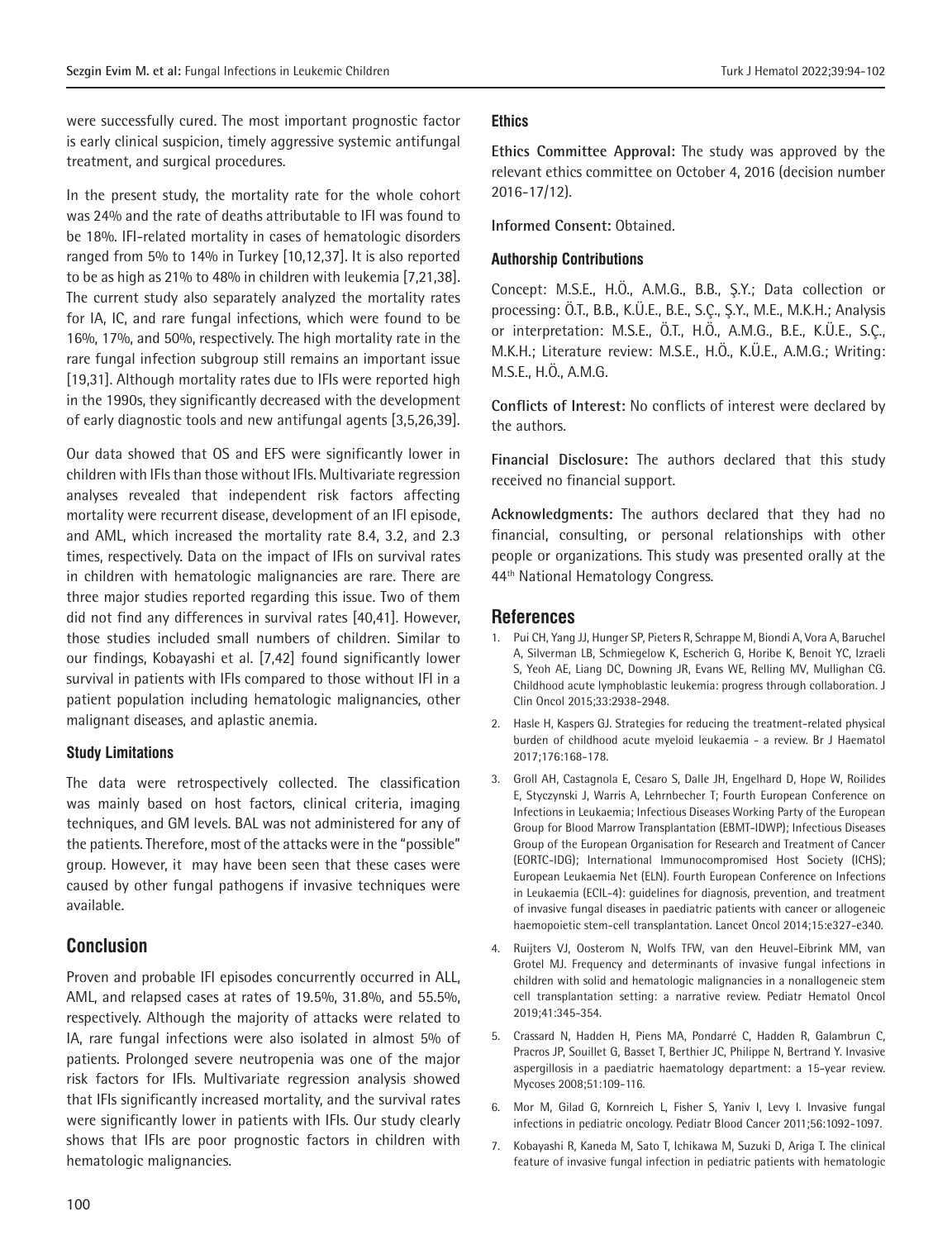were successfully cured. The most important prognostic factor is early clinical suspicion, timely aggressive systemic antifungal treatment, and surgical procedures.

In the present study, the mortality rate for the whole cohort was 24% and the rate of deaths attributable to IFI was found to be 18%. IFI-related mortality in cases of hematologic disorders ranged from 5% to 14% in Turkey [10,12,37]. It is also reported to be as high as 21% to 48% in children with leukemia [7,21,38]. The current study also separately analyzed the mortality rates for IA, IC, and rare fungal infections, which were found to be 16%, 17%, and 50%, respectively. The high mortality rate in the rare fungal infection subgroup still remains an important issue [19,31]. Although mortality rates due to IFIs were reported high in the 1990s, they significantly decreased with the development of early diagnostic tools and new antifungal agents [3,5,26,39].

Our data showed that OS and EFS were significantly lower in children with IFIs than those without IFIs. Multivariate regression analyses revealed that independent risk factors affecting mortality were recurrent disease, development of an IFI episode, and AML, which increased the mortality rate 8.4, 3.2, and 2.3 times, respectively. Data on the impact of IFIs on survival rates in children with hematologic malignancies are rare. There are three major studies reported regarding this issue. Two of them did not find any differences in survival rates [40,41]. However, those studies included small numbers of children. Similar to our findings, Kobayashi et al. [7,42] found significantly lower survival in patients with IFIs compared to those without IFI in a patient population including hematologic malignancies, other malignant diseases, and aplastic anemia.

### Study Limitations

The data were retrospectively collected. The classification was mainly based on host factors, clinical criteria, imaging techniques, and GM levels. BAL was not administered for any of the patients. Therefore, most of the attacks were in the "possible" group. However, it may have been seen that these cases were caused by other fungal pathogens if invasive techniques were available.

## Conclusion

Proven and probable IFI episodes concurrently occurred in ALL, AML, and relapsed cases at rates of 19.5%, 31.8%, and 55.5%, respectively. Although the majority of attacks were related to IA, rare fungal infections were also isolated in almost 5% of patients. Prolonged severe neutropenia was one of the major risk factors for IFIs. Multivariate regression analysis showed that IFIs significantly increased mortality, and the survival rates were significantly lower in patients with IFIs. Our study clearly shows that IFIs are poor prognostic factors in children with hematologic malignancies.

### Ethics

**Ethics Committee Approval:** The study was approved by the relevant ethics committee on October 4, 2016 (decision number 2016-17/12).

**Informed Consent:** Obtained.

### Authorship Contributions

Concept: M.S.E., H.Ö., A.M.G., B.B., Ş.Y.; Data collection or processing: Ö.T., B.B., K.Ü.E., B.E., S.Ç., Ş.Y., M.E., M.K.H.; Analysis or interpretation: M.S.E., Ö.T., H.Ö., A.M.G., B.E., K.Ü.E., S.Ç., M.K.H.; Literature review: M.S.E., H.Ö., K.Ü.E., A.M.G.; Writing: M.S.E., H.Ö., A.M.G.

**Conflicts of Interest:** No conflicts of interest were declared by the authors.

**Financial Disclosure:** The authors declared that this study received no financial support.

**Acknowledgments:** The authors declared that they had no financial, consulting, or personal relationships with other people or organizations. This study was presented orally at the 44th National Hematology Congress.

## References

1. Pui CH, Yang JJ, Hunger SP, Pieters R, Schrappe M, Biondi A, Vora A, Baruchel A, Silverman LB, Schmiegelow K, Escherich G, Horibe K, Benoit YC, Izraeli S, Yeoh AE, Liang DC, Downing JR, Evans WE, Relling MV, Mullighan CG. Childhood acute lymphoblastic leukemia: progress through collaboration. J Clin Oncol 2015;33:2938-2948.
2. Hasle H, Kaspers GJ. Strategies for reducing the treatment-related physical burden of childhood acute myeloid leukaemia - a review. Br J Haematol 2017;176:168-178.
3. Groll AH, Castagnola E, Cesaro S, Dalle JH, Engelhard D, Hope W, Roilides E, Styczynski J, Warris A, Lehrnbecher T; Fourth European Conference on Infections in Leukaemia; Infectious Diseases Working Party of the European Group for Blood Marrow Transplantation (EBMT-IDWP); Infectious Diseases Group of the European Organisation for Research and Treatment of Cancer (EORTC-IDG); International Immunocompromised Host Society (ICHS); European Leukaemia Net (ELN). Fourth European Conference on Infections in Leukaemia (ECIL-4): guidelines for diagnosis, prevention, and treatment of invasive fungal diseases in paediatric patients with cancer or allogeneic haemopoietic stem-cell transplantation. Lancet Oncol 2014;15:e327-e340.
4. Ruijters VJ, Oosterom N, Wolfs TFW, van den Heuvel-Eibrink MM, van Grotel MJ. Frequency and determinants of invasive fungal infections in children with solid and hematologic malignancies in a nonallogeneic stem cell transplantation setting: a narrative review. Pediatr Hematol Oncol 2019;41:345-354.
5. Crassard N, Hadden H, Piens MA, Pondarré C, Hadden R, Galambrun C, Pracros JP, Souillet G, Basset T, Berthier JC, Philippe N, Bertrand Y. Invasive aspergillosis in a paediatric haematology department: a 15-year review. Mycoses 2008;51:109-116.
6. Mor M, Gilad G, Kornreich L, Fisher S, Yaniv I, Levy I. Invasive fungal infections in pediatric oncology. Pediatr Blood Cancer 2011;56:1092-1097.
7. Kobayashi R, Kaneda M, Sato T, Ichikawa M, Suzuki D, Ariga T. The clinical feature of invasive fungal infection in pediatric patients with hematologic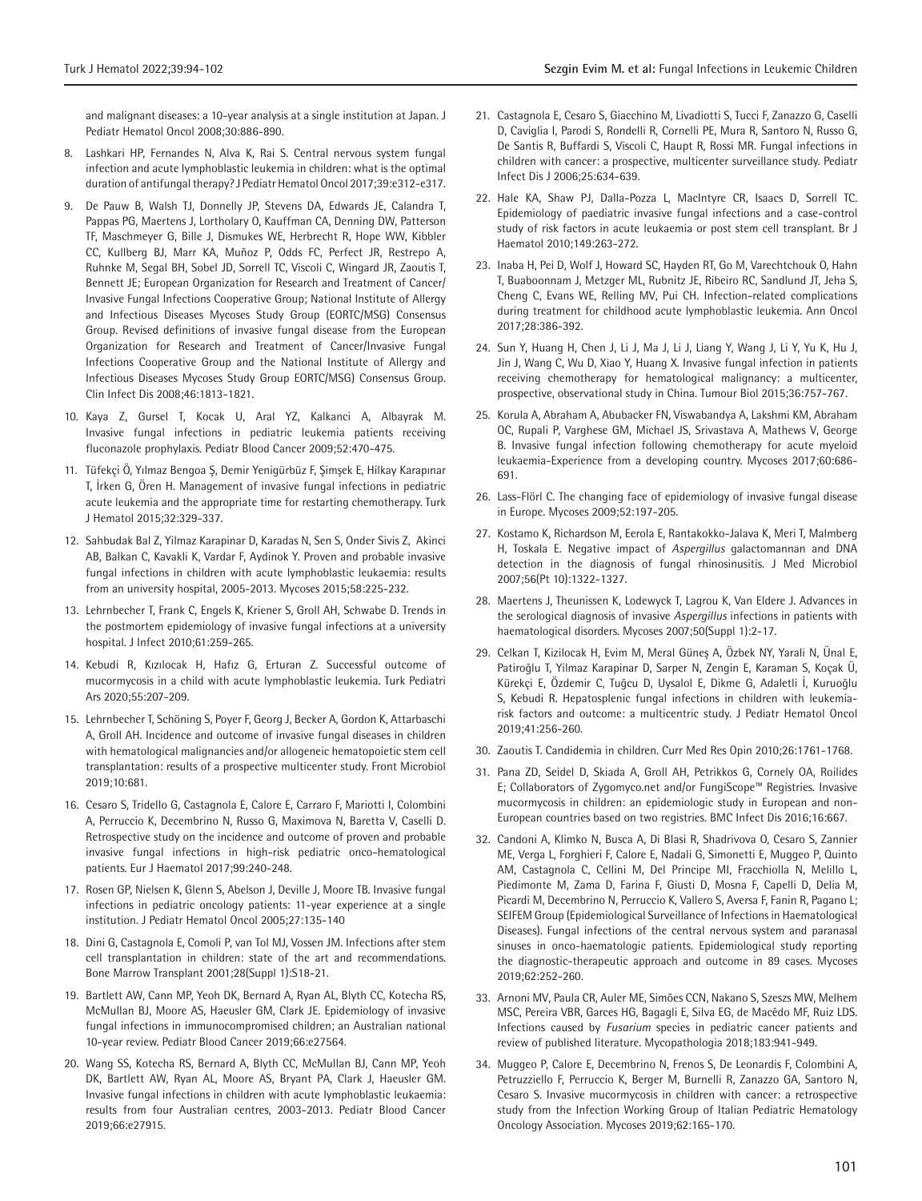and malignant diseases: a 10-year analysis at a single institution at Japan. J Pediatr Hematol Oncol 2008;30:886-890.

8. Lashkari HP, Fernandes N, Alva K, Rai S. Central nervous system fungal infection and acute lymphoblastic leukemia in children: what is the optimal duration of antifungal therapy? J Pediatr Hematol Oncol 2017;39:e312-e317.

9. De Pauw B, Walsh TJ, Donnelly JP, Stevens DA, Edwards JE, Calandra T, Pappas PG, Maertens J, Lortholary O, Kauffman CA, Denning DW, Patterson TF, Maschmeyer G, Bille J, Dismukes WE, Herbrecht R, Hope WW, Kibbler CC, Kullberg BJ, Marr KA, Muñoz P, Odds FC, Perfect JR, Restrepo A, Ruhnke M, Segal BH, Sobel JD, Sorrell TC, Viscoli C, Wingard JR, Zaoutis T, Bennett JE; European Organization for Research and Treatment of Cancer/Invasive Fungal Infections Cooperative Group; National Institute of Allergy and Infectious Diseases Mycoses Study Group (EORTC/MSG) Consensus Group. Revised definitions of invasive fungal disease from the European Organization for Research and Treatment of Cancer/Invasive Fungal Infections Cooperative Group and the National Institute of Allergy and Infectious Diseases Mycoses Study Group EORTC/MSG) Consensus Group. Clin Infect Dis 2008;46:1813-1821.

10. Kaya Z, Gursel T, Kocak U, Aral YZ, Kalkanci A, Albayrak M. Invasive fungal infections in pediatric leukemia patients receiving fluconazole prophylaxis. Pediatr Blood Cancer 2009;52:470-475.

11. Tüfekçi Ö, Yılmaz Bengoa Ş, Demir Yenigürbüz F, Şimşek E, Hilkay Karapınar T, İrken G, Ören H. Management of invasive fungal infections in pediatric acute leukemia and the appropriate time for restarting chemotherapy. Turk J Hematol 2015;32:329-337.

12. Sahbudak Bal Z, Yilmaz Karapinar D, Karadas N, Sen S, Onder Sivis Z, Akinci AB, Balkan C, Kavakli K, Vardar F, Aydinok Y. Proven and probable invasive fungal infections in children with acute lymphoblastic leukaemia: results from an university hospital, 2005-2013. Mycoses 2015;58:225-232.

13. Lehrnbecher T, Frank C, Engels K, Kriener S, Groll AH, Schwabe D. Trends in the postmortem epidemiology of invasive fungal infections at a university hospital. J Infect 2010;61:259-265.

14. Kebudi R, Kızılocak H, Hafız G, Erturan Z. Successful outcome of mucormycosis in a child with acute lymphoblastic leukemia. Turk Pediatri Ars 2020;55:207-209.

15. Lehrnbecher T, Schöning S, Poyer F, Georg J, Becker A, Gordon K, Attarbaschi A, Groll AH. Incidence and outcome of invasive fungal diseases in children with hematological malignancies and/or allogeneic hematopoietic stem cell transplantation: results of a prospective multicenter study. Front Microbiol 2019;10:681.

16. Cesaro S, Tridello G, Castagnola E, Calore E, Carraro F, Mariotti I, Colombini A, Perruccio K, Decembrino N, Russo G, Maximova N, Baretta V, Caselli D. Retrospective study on the incidence and outcome of proven and probable invasive fungal infections in high-risk pediatric onco-hematological patients. Eur J Haematol 2017;99:240-248.

17. Rosen GP, Nielsen K, Glenn S, Abelson J, Deville J, Moore TB. Invasive fungal infections in pediatric oncology patients: 11-year experience at a single institution. J Pediatr Hematol Oncol 2005;27:135-140

18. Dini G, Castagnola E, Comoli P, van Tol MJ, Vossen JM. Infections after stem cell transplantation in children: state of the art and recommendations. Bone Marrow Transplant 2001;28(Suppl 1):S18-21.

19. Bartlett AW, Cann MP, Yeoh DK, Bernard A, Ryan AL, Blyth CC, Kotecha RS, McMullan BJ, Moore AS, Haeusler GM, Clark JE. Epidemiology of invasive fungal infections in immunocompromised children; an Australian national 10-year review. Pediatr Blood Cancer 2019;66:e27564.

20. Wang SS, Kotecha RS, Bernard A, Blyth CC, McMullan BJ, Cann MP, Yeoh DK, Bartlett AW, Ryan AL, Moore AS, Bryant PA, Clark J, Haeusler GM. Invasive fungal infections in children with acute lymphoblastic leukaemia: results from four Australian centres, 2003-2013. Pediatr Blood Cancer 2019;66:e27915.

21. Castagnola E, Cesaro S, Giacchino M, Livadiotti S, Tucci F, Zanazzo G, Caselli D, Caviglia I, Parodi S, Rondelli R, Cornelli PE, Mura R, Santoro N, Russo G, De Santis R, Buffardi S, Viscoli C, Haupt R, Rossi MR. Fungal infections in children with cancer: a prospective, multicenter surveillance study. Pediatr Infect Dis J 2006;25:634-639.

22. Hale KA, Shaw PJ, Dalla-Pozza L, MacIntyre CR, Isaacs D, Sorrell TC. Epidemiology of paediatric invasive fungal infections and a case-control study of risk factors in acute leukaemia or post stem cell transplant. Br J Haematol 2010;149:263-272.

23. Inaba H, Pei D, Wolf J, Howard SC, Hayden RT, Go M, Varechtchouk O, Hahn T, Buaboonnam J, Metzger ML, Rubnitz JE, Ribeiro RC, Sandlund JT, Jeha S, Cheng C, Evans WE, Relling MV, Pui CH. Infection-related complications during treatment for childhood acute lymphoblastic leukemia. Ann Oncol 2017;28:386-392.

24. Sun Y, Huang H, Chen J, Li J, Ma J, Li J, Liang Y, Wang J, Li Y, Yu K, Hu J, Jin J, Wang C, Wu D, Xiao Y, Huang X. Invasive fungal infection in patients receiving chemotherapy for hematological malignancy: a multicenter, prospective, observational study in China. Tumour Biol 2015;36:757-767.

25. Korula A, Abraham A, Abubacker FN, Viswabandya A, Lakshmi KM, Abraham OC, Rupali P, Varghese GM, Michael JS, Srivastava A, Mathews V, George B. Invasive fungal infection following chemotherapy for acute myeloid leukaemia-Experience from a developing country. Mycoses 2017;60:686-691.

26. Lass-Flörl C. The changing face of epidemiology of invasive fungal disease in Europe. Mycoses 2009;52:197-205.

27. Kostamo K, Richardson M, Eerola E, Rantakokko-Jalava K, Meri T, Malmberg H, Toskala E. Negative impact of *Aspergillus* galactomannan and DNA detection in the diagnosis of fungal rhinosinusitis. J Med Microbiol 2007;56(Pt 10):1322-1327.

28. Maertens J, Theunissen K, Lodewyck T, Lagrou K, Van Eldere J. Advances in the serological diagnosis of invasive *Aspergillus* infections in patients with haematological disorders. Mycoses 2007;50(Suppl 1):2-17.

29. Celkan T, Kizilocak H, Evim M, Meral Güneş A, Özbek NY, Yarali N, Ünal E, Patiroğlu T, Yilmaz Karapinar D, Sarper N, Zengin E, Karaman S, Koçak Ü, Kürekçi E, Özdemir C, Tuğcu D, Uysalol E, Dikme G, Adaletli İ, Kuruoğlu S, Kebudi R. Hepatosplenic fungal infections in children with leukemia-risk factors and outcome: a multicentric study. J Pediatr Hematol Oncol 2019;41:256-260.

30. Zaoutis T. Candidemia in children. Curr Med Res Opin 2010;26:1761-1768.

31. Pana ZD, Seidel D, Skiada A, Groll AH, Petrikkos G, Cornely OA, Roilides E; Collaborators of Zygomyco.net and/or FungiScope™ Registries. Invasive mucormycosis in children: an epidemiologic study in European and non-European countries based on two registries. BMC Infect Dis 2016;16:667.

32. Candoni A, Klimko N, Busca A, Di Blasi R, Shadrivova O, Cesaro S, Zannier ME, Verga L, Forghieri F, Calore E, Nadali G, Simonetti E, Muggeo P, Quinto AM, Castagnola C, Cellini M, Del Principe MI, Fracchiolla N, Melillo L, Piedimonte M, Zama D, Farina F, Giusti D, Mosna F, Capelli D, Delia M, Picardi M, Decembrino N, Perruccio K, Vallero S, Aversa F, Fanin R, Pagano L; SEIFEM Group (Epidemiological Surveillance of Infections in Haematological Diseases). Fungal infections of the central nervous system and paranasal sinuses in onco-haematologic patients. Epidemiological study reporting the diagnostic-therapeutic approach and outcome in 89 cases. Mycoses 2019;62:252-260.

33. Arnoni MV, Paula CR, Auler ME, Simões CCN, Nakano S, Szeszs MW, Melhem MSC, Pereira VBR, Garces HG, Bagagli E, Silva EG, de Macêdo MF, Ruiz LDS. Infections caused by *Fusarium* species in pediatric cancer patients and review of published literature. Mycopathologia 2018;183:941-949.

34. Muggeo P, Calore E, Decembrino N, Frenos S, De Leonardis F, Colombini A, Petruzziello F, Perruccio K, Berger M, Burnelli R, Zanazzo GA, Santoro N, Cesaro S. Invasive mucormycosis in children with cancer: a retrospective study from the Infection Working Group of Italian Pediatric Hematology Oncology Association. Mycoses 2019;62:165-170.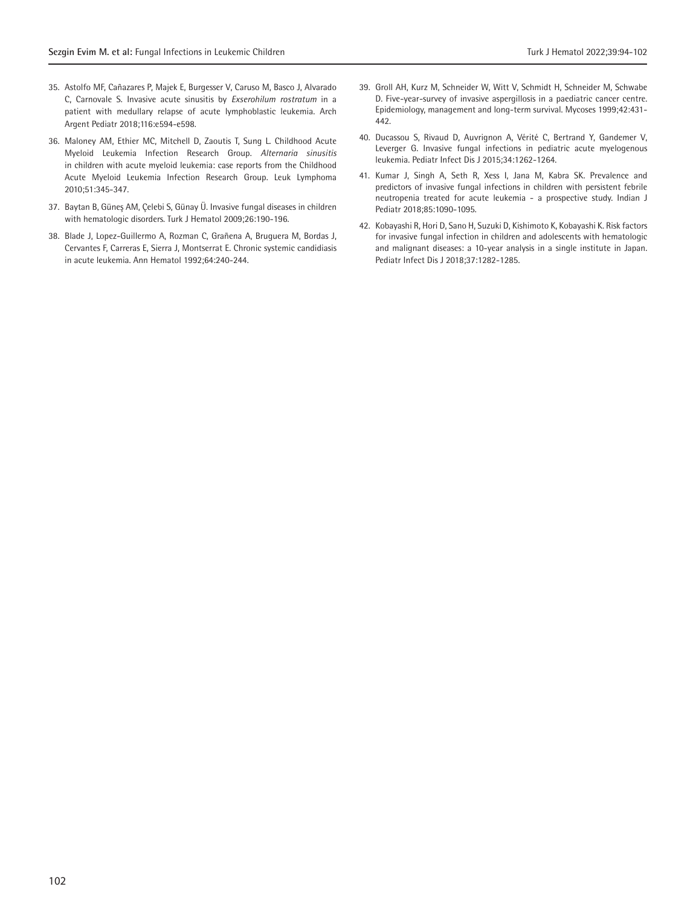35. Astolfo MF, Cañazares P, Majek E, Burgesser V, Caruso M, Basco J, Alvarado C, Carnovale S. Invasive acute sinusitis by *Exserohilum rostratum* in a patient with medullary relapse of acute lymphoblastic leukemia. Arch Argent Pediatr 2018;116:e594-e598.

36. Maloney AM, Ethier MC, Mitchell D, Zaoutis T, Sung L. Childhood Acute Myeloid Leukemia Infection Research Group. *Alternaria sinusitis* in children with acute myeloid leukemia: case reports from the Childhood Acute Myeloid Leukemia Infection Research Group. Leuk Lymphoma 2010;51:345-347.

37. Baytan B, Güneş AM, Çelebi S, Günay Ü. Invasive fungal diseases in children with hematologic disorders. Turk J Hematol 2009;26:190-196.

38. Blade J, Lopez-Guillermo A, Rozman C, Grañena A, Bruguera M, Bordas J, Cervantes F, Carreras E, Sierra J, Montserrat E. Chronic systemic candidiasis in acute leukemia. Ann Hematol 1992;64:240-244.

39. Groll AH, Kurz M, Schneider W, Witt V, Schmidt H, Schneider M, Schwabe D. Five-year-survey of invasive aspergillosis in a paediatric cancer centre. Epidemiology, management and long-term survival. Mycoses 1999;42:431-442.

40. Ducassou S, Rivaud D, Auvrignon A, Vérité C, Bertrand Y, Gandemer V, Leverger G. Invasive fungal infections in pediatric acute myelogenous leukemia. Pediatr Infect Dis J 2015;34:1262-1264.

41. Kumar J, Singh A, Seth R, Xess I, Jana M, Kabra SK. Prevalence and predictors of invasive fungal infections in children with persistent febrile neutropenia treated for acute leukemia - a prospective study. Indian J Pediatr 2018;85:1090-1095.

42. Kobayashi R, Hori D, Sano H, Suzuki D, Kishimoto K, Kobayashi K. Risk factors for invasive fungal infection in children and adolescents with hematologic and malignant diseases: a 10-year analysis in a single institute in Japan. Pediatr Infect Dis J 2018;37:1282-1285.